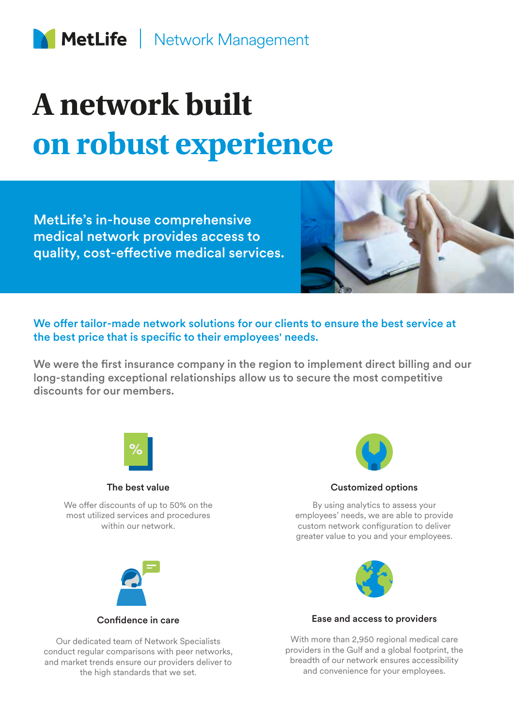MetLife | Network Management

# A network built on robust experience

**MetLife's in-house comprehensive medical network provides access to quality, cost-effective medical services.**

**We offer tailor-made network solutions for our clients to ensure the best service at the best price that is specific to their employees' needs.**

**We were the first insurance company in the region to implement direct billing and our long-standing exceptional relationships allow us to secure the most competitive discounts for our members.**

### The best value

We offer discounts of up to 50% on the most utilized services and procedures within our network.

### Customized options

By using analytics to assess your employees' needs, we are able to provide custom network configuration to deliver greater value to you and your employees.

### Confidence in care

Our dedicated team of Network Specialists conduct regular comparisons with peer networks, and market trends ensure our providers deliver to the high standards that we set.

### Ease and access to providers

With more than 2,950 regional medical care providers in the Gulf and a global footprint, the breadth of our network ensures accessibility and convenience for your employees.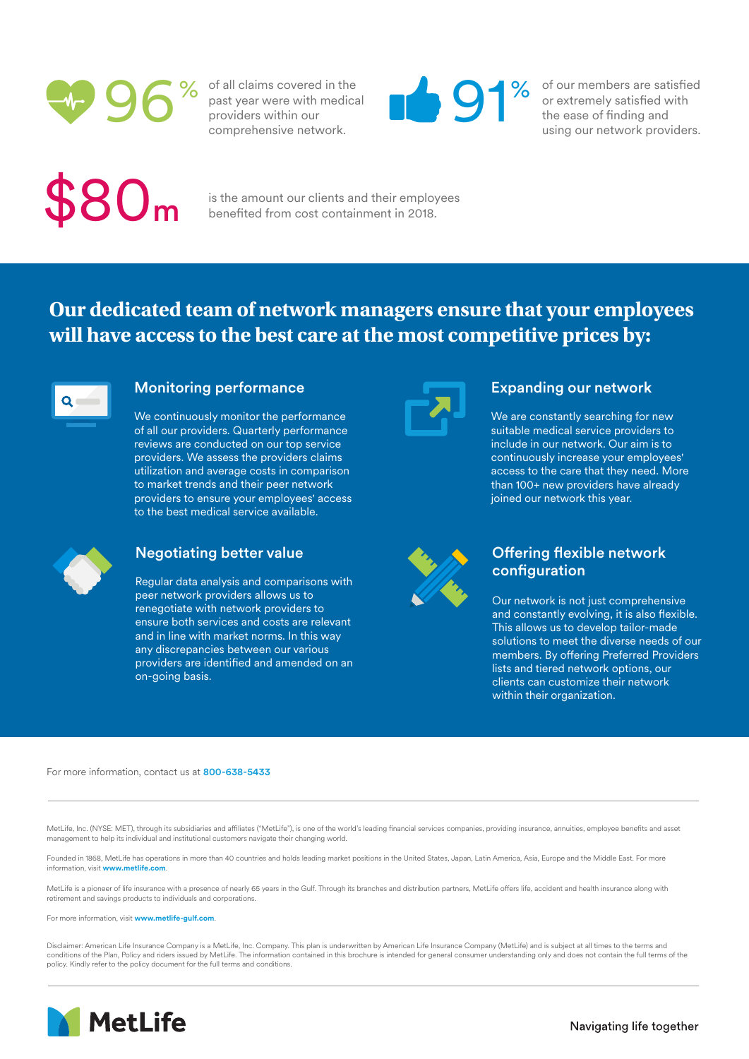**96%** of all claims covered in the past year were with medical providers within our comprehensive network.

**91%** of our members are satisfied or extremely satisfied with the ease of finding and using our network providers.

**$80m** is the amount our clients and their employees benefited from cost containment in 2018.

## Our dedicated team of network managers ensure that your employees will have access to the best care at the most competitive prices by:

### Monitoring performance

We continuously monitor the performance of all our providers. Quarterly performance reviews are conducted on our top service providers. We assess the providers claims utilization and average costs in comparison to market trends and their peer network providers to ensure your employees' access to the best medical service available.

### Expanding our network

We are constantly searching for new suitable medical service providers to include in our network. Our aim is to continuously increase your employees' access to the care that they need. More than 100+ new providers have already joined our network this year.

### Negotiating better value

Regular data analysis and comparisons with peer network providers allows us to renegotiate with network providers to ensure both services and costs are relevant and in line with market norms. In this way any discrepancies between our various providers are identified and amended on an on-going basis.

### Offering flexible network configuration

Our network is not just comprehensive and constantly evolving, it is also flexible. This allows us to develop tailor-made solutions to meet the diverse needs of our members. By offering Preferred Providers lists and tiered network options, our clients can customize their network within their organization.

For more information, contact us at **800-638-5433**

---

MetLife, Inc. (NYSE: MET), through its subsidiaries and affiliates ("MetLife"), is one of the world's leading financial services companies, providing insurance, annuities, employee benefits and asset management to help its individual and institutional customers navigate their changing world.

Founded in 1868, MetLife has operations in more than 40 countries and holds leading market positions in the United States, Japan, Latin America, Asia, Europe and the Middle East. For more information, visit **www.metlife.com**.

MetLife is a pioneer of life insurance with a presence of nearly 65 years in the Gulf. Through its branches and distribution partners, MetLife offers life, accident and health insurance along with retirement and savings products to individuals and corporations.

For more information, visit **www.metlife-gulf.com**.

Disclaimer: American Life Insurance Company is a MetLife, Inc. Company. This plan is underwritten by American Life Insurance Company (MetLife) and is subject at all times to the terms and conditions of the Plan, Policy and riders issued by MetLife. The information contained in this brochure is intended for general consumer understanding only and does not contain the full terms of the policy. Kindly refer to the policy document for the full terms and conditions.

---

MetLife

Navigating life together